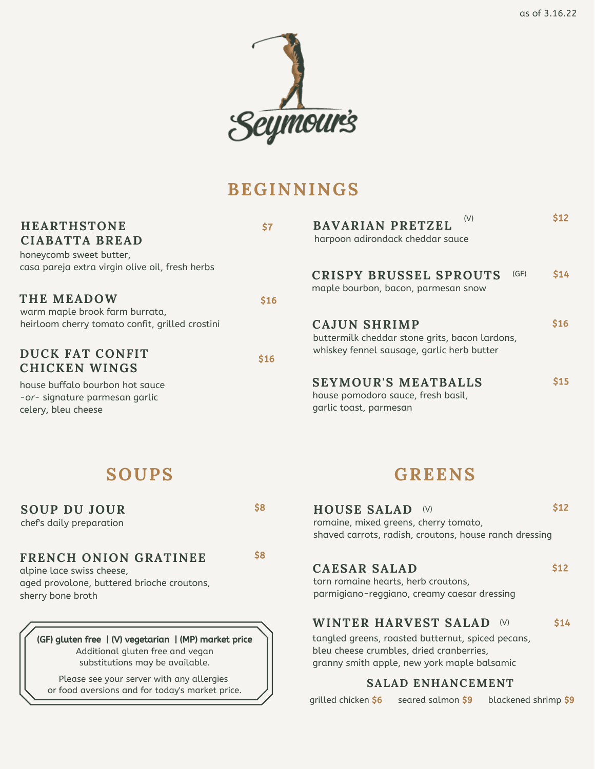as of 3.16.22

# Seymour's

## BEGINNINGS

### HEARTHSTONE CIABATTA BREAD — $7
honeycomb sweet butter, casa pareja extra virgin olive oil, fresh herbs

### THE MEADOW — $16
warm maple brook farm burrata, heirloom cherry tomato confit, grilled crostini

### DUCK FAT CONFIT CHICKEN WINGS — $16
house buffalo bourbon hot sauce *-or-* signature parmesan garlic
celery, bleu cheese

### BAVARIAN PRETZEL (V) — $12
harpoon adirondack cheddar sauce

### CRISPY BRUSSEL SPROUTS (GF) — $14
maple bourbon, bacon, parmesan snow

### CAJUN SHRIMP — $16
buttermilk cheddar stone grits, bacon lardons, whiskey fennel sausage, garlic herb butter

### SEYMOUR'S MEATBALLS — $15
house pomodoro sauce, fresh basil, garlic toast, parmesan

## SOUPS

### SOUP DU JOUR — $8
chef's daily preparation

### FRENCH ONION GRATINEE — $8
alpine lace swiss cheese, aged provolone, buttered brioche croutons, sherry bone broth

**(GF) gluten free | (V) vegetarian | (MP) market price**
Additional gluten free and vegan substitutions may be available.

Please see your server with any allergies or food aversions and for today's market price.

## GREENS

### HOUSE SALAD (V) — $12
romaine, mixed greens, cherry tomato, shaved carrots, radish, croutons, house ranch dressing

### CAESAR SALAD — $12
torn romaine hearts, herb croutons, parmigiano-reggiano, creamy caesar dressing

### WINTER HARVEST SALAD (V) — $14
tangled greens, roasted butternut, spiced pecans, bleu cheese crumbles, dried cranberries, granny smith apple, new york maple balsamic

### SALAD ENHANCEMENT
grilled chicken **$6** seared salmon **$9** blackened shrimp **$9**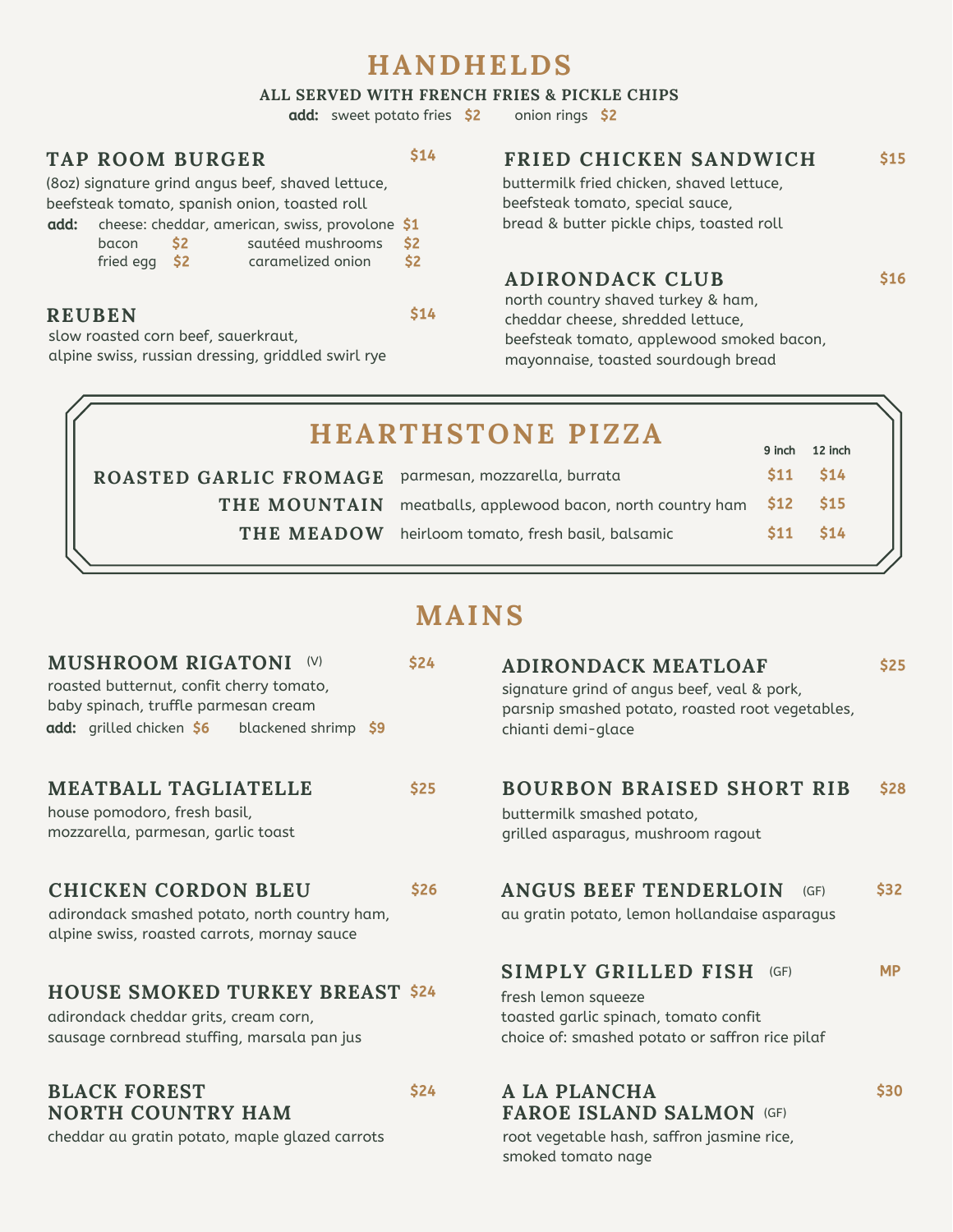# HANDHELDS

**ALL SERVED WITH FRENCH FRIES & PICKLE CHIPS**

**add:** sweet potato fries **$2** onion rings **$2**

### TAP ROOM BURGER **$14**

(8oz) signature grind angus beef, shaved lettuce, beefsteak tomato, spanish onion, toasted roll

**add:** cheese: cheddar, american, swiss, provolone **$1**
bacon **$2** sautéed mushrooms **$2**
fried egg **$2** caramelized onion **$2**

### REUBEN **$14**

slow roasted corn beef, sauerkraut, alpine swiss, russian dressing, griddled swirl rye

### FRIED CHICKEN SANDWICH **$15**

buttermilk fried chicken, shaved lettuce, beefsteak tomato, special sauce, bread & butter pickle chips, toasted roll

### ADIRONDACK CLUB **$16**

north country shaved turkey & ham, cheddar cheese, shredded lettuce, beefsteak tomato, applewood smoked bacon, mayonnaise, toasted sourdough bread

# HEARTHSTONE PIZZA

| | | 9 inch | 12 inch |
|---|---|---|---|
| **ROASTED GARLIC FROMAGE** | parmesan, mozzarella, burrata | $11 | $14 |
| **THE MOUNTAIN** | meatballs, applewood bacon, north country ham | $12 | $15 |
| **THE MEADOW** | heirloom tomato, fresh basil, balsamic | $11 | $14 |

# MAINS

### MUSHROOM RIGATONI (V) **$24**

roasted butternut, confit cherry tomato, baby spinach, truffle parmesan cream

**add:** grilled chicken **$6** blackened shrimp **$9**

### MEATBALL TAGLIATELLE **$25**

house pomodoro, fresh basil, mozzarella, parmesan, garlic toast

### CHICKEN CORDON BLEU **$26**

adirondack smashed potato, north country ham, alpine swiss, roasted carrots, mornay sauce

### HOUSE SMOKED TURKEY BREAST **$24**

adirondack cheddar grits, cream corn, sausage cornbread stuffing, marsala pan jus

### BLACK FOREST NORTH COUNTRY HAM **$24**

cheddar au gratin potato, maple glazed carrots

### ADIRONDACK MEATLOAF **$25**

signature grind of angus beef, veal & pork, parsnip smashed potato, roasted root vegetables, chianti demi-glace

### BOURBON BRAISED SHORT RIB **$28**

buttermilk smashed potato, grilled asparagus, mushroom ragout

### ANGUS BEEF TENDERLOIN (GF) **$32**

au gratin potato, lemon hollandaise asparagus

### SIMPLY GRILLED FISH (GF) **MP**

fresh lemon squeeze
toasted garlic spinach, tomato confit
choice of: smashed potato or saffron rice pilaf

### A LA PLANCHA FAROE ISLAND SALMON (GF) **$30**

root vegetable hash, saffron jasmine rice, smoked tomato nage